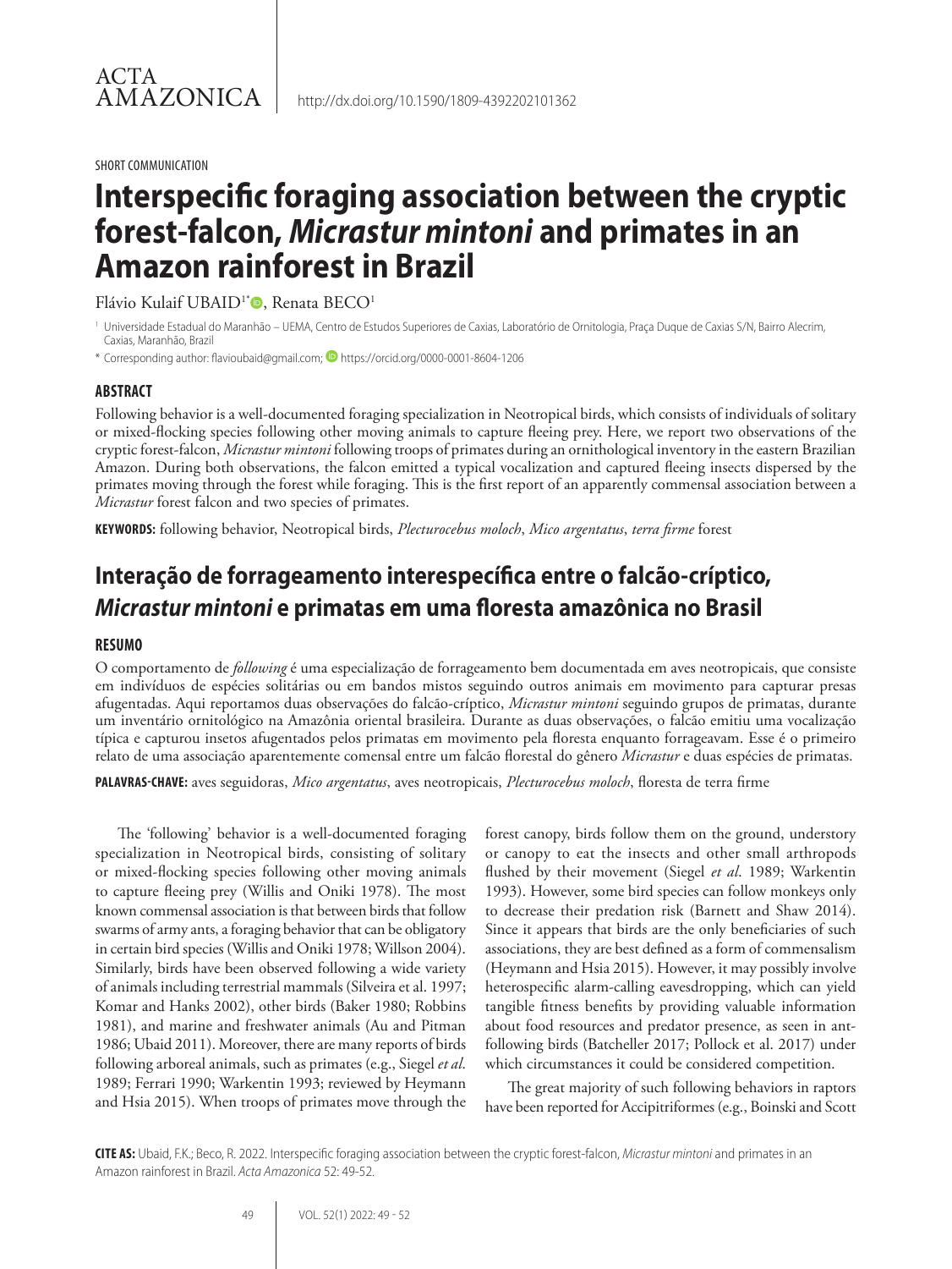SHORT COMMUNICATION

# Interspecific foraging association between the cryptic forest-falcon, *Micrastur mintoni* and primates in an Amazon rainforest in Brazil

Flávio Kulaif UBAID[1*], Renata BECO[1]

[1] Universidade Estadual do Maranhão – UEMA, Centro de Estudos Superiores de Caxias, Laboratório de Ornitologia, Praça Duque de Caxias S/N, Bairro Alecrim, Caxias, Maranhão, Brazil

* Corresponding author: flavioubaid@gmail.com; https://orcid.org/0000-0001-8604-1206

## ABSTRACT

Following behavior is a well-documented foraging specialization in Neotropical birds, which consists of individuals of solitary or mixed-flocking species following other moving animals to capture fleeing prey. Here, we report two observations of the cryptic forest-falcon, *Micrastur mintoni* following troops of primates during an ornithological inventory in the eastern Brazilian Amazon. During both observations, the falcon emitted a typical vocalization and captured fleeing insects dispersed by the primates moving through the forest while foraging. This is the first report of an apparently commensal association between a *Micrastur* forest falcon and two species of primates.

**KEYWORDS:** following behavior, Neotropical birds, *Plecturocebus moloch*, *Mico argentatus*, *terra firme* forest

# Interação de forrageamento interespecífica entre o falcão-críptico, *Micrastur mintoni* e primatas em uma floresta amazônica no Brasil

## RESUMO

O comportamento de *following* é uma especialização de forrageamento bem documentada em aves neotropicais, que consiste em indivíduos de espécies solitárias ou em bandos mistos seguindo outros animais em movimento para capturar presas afugentadas. Aqui reportamos duas observações do falcão-críptico, *Micrastur mintoni* seguindo grupos de primatas, durante um inventário ornitológico na Amazônia oriental brasileira. Durante as duas observações, o falcão emitiu uma vocalização típica e capturou insetos afugentados pelos primatas em movimento pela floresta enquanto forrageavam. Esse é o primeiro relato de uma associação aparentemente comensal entre um falcão florestal do gênero *Micrastur* e duas espécies de primatas.

**PALAVRAS-CHAVE:** aves seguidoras, *Mico argentatus*, aves neotropicais, *Plecturocebus moloch*, floresta de terra firme

The 'following' behavior is a well-documented foraging specialization in Neotropical birds, consisting of solitary or mixed-flocking species following other moving animals to capture fleeing prey (Willis and Oniki 1978). The most known commensal association is that between birds that follow swarms of army ants, a foraging behavior that can be obligatory in certain bird species (Willis and Oniki 1978; Willson 2004). Similarly, birds have been observed following a wide variety of animals including terrestrial mammals (Silveira et al. 1997; Komar and Hanks 2002), other birds (Baker 1980; Robbins 1981), and marine and freshwater animals (Au and Pitman 1986; Ubaid 2011). Moreover, there are many reports of birds following arboreal animals, such as primates (e.g., Siegel *et al*. 1989; Ferrari 1990; Warkentin 1993; reviewed by Heymann and Hsia 2015). When troops of primates move through the forest canopy, birds follow them on the ground, understory or canopy to eat the insects and other small arthropods flushed by their movement (Siegel *et al*. 1989; Warkentin 1993). However, some bird species can follow monkeys only to decrease their predation risk (Barnett and Shaw 2014). Since it appears that birds are the only beneficiaries of such associations, they are best defined as a form of commensalism (Heymann and Hsia 2015). However, it may possibly involve heterospecific alarm-calling eavesdropping, which can yield tangible fitness benefits by providing valuable information about food resources and predator presence, as seen in ant-following birds (Batcheller 2017; Pollock et al. 2017) under which circumstances it could be considered competition.

The great majority of such following behaviors in raptors have been reported for Accipitriformes (e.g., Boinski and Scott

**CITE AS:** Ubaid, F.K.; Beco, R. 2022. Interspecific foraging association between the cryptic forest-falcon, *Micrastur mintoni* and primates in an Amazon rainforest in Brazil. *Acta Amazonica* 52: 49-52.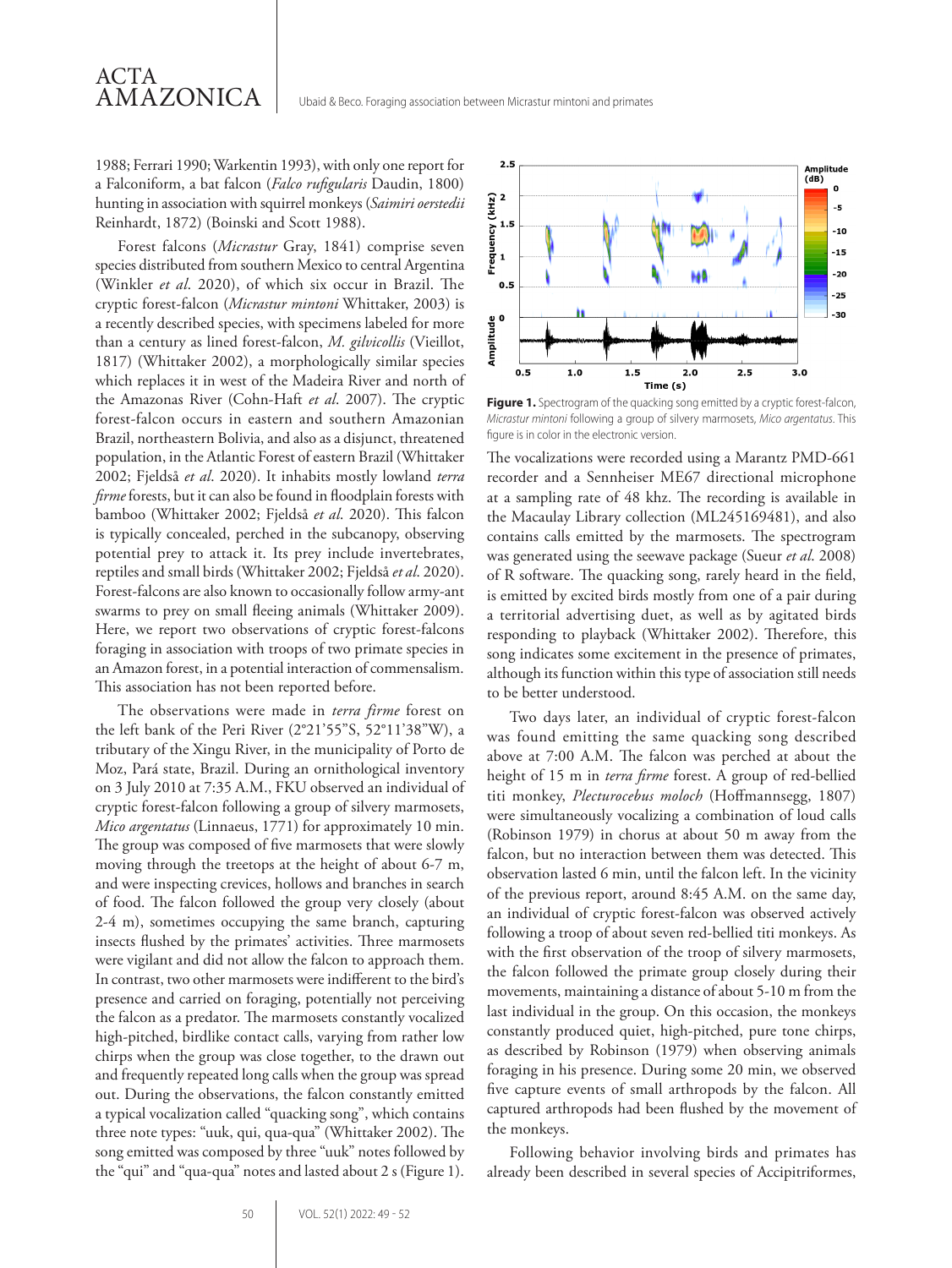1988; Ferrari 1990; Warkentin 1993), with only one report for a Falconiforme, a bat falcon (*Falco rufigularis* Daudin, 1800) hunting in association with squirrel monkeys (*Saimiri oerstedii* Reinhardt, 1872) (Boinski and Scott 1988).

Forest falcons (*Micrastur* Gray, 1841) comprise seven species distributed from southern Mexico to central Argentina (Winkler *et al*. 2020), of which six occur in Brazil. The cryptic forest-falcon (*Micrastur mintoni* Whittaker, 2003) is a recently described species, with specimens labeled for more than a century as lined forest-falcon, *M. gilvicollis* (Vieillot, 1817) (Whittaker 2002), a morphologically similar species which replaces it in west of the Madeira River and north of the Amazonas River (Cohn-Haft *et al*. 2007). The cryptic forest-falcon occurs in eastern and southern Amazonian Brazil, northeastern Bolivia, and also as a disjunct, threatened population, in the Atlantic Forest of eastern Brazil (Whittaker 2002; Fjeldså *et al*. 2020). It inhabits mostly lowland *terra firme* forests, but it can also be found in floodplain forests with bamboo (Whittaker 2002; Fjeldså *et al*. 2020). This falcon is typically concealed, perched in the subcanopy, observing potential prey to attack it. Its prey include invertebrates, reptiles and small birds (Whittaker 2002; Fjeldså *et al*. 2020). Forest-falcons are also known to occasionally follow army-ant swarms to prey on small fleeing animals (Whittaker 2009). Here, we report two observations of cryptic forest-falcons foraging in association with troops of two primate species in an Amazon forest, in a potential interaction of commensalism. This association has not been reported before.

The observations were made in *terra firme* forest on the left bank of the Peri River (2°21'55"S, 52°11'38"W), a tributary of the Xingu River, in the municipality of Porto de Moz, Pará state, Brazil. During an ornithological inventory on 3 July 2010 at 7:35 A.M., FKU observed an individual of cryptic forest-falcon following a group of silvery marmosets, *Mico argentatus* (Linnaeus, 1771) for approximately 10 min. The group was composed of five marmosets that were slowly moving through the treetops at the height of about 6-7 m, and were inspecting crevices, hollows and branches in search of food. The falcon followed the group very closely (about 2-4 m), sometimes occupying the same branch, capturing insects flushed by the primates' activities. Three marmosets were vigilant and did not allow the falcon to approach them. In contrast, two other marmosets were indifferent to the bird's presence and carried on foraging, potentially not perceiving the falcon as a predator. The marmosets constantly vocalized high-pitched, birdlike contact calls, varying from rather low chirps when the group was close together, to the drawn out and frequently repeated long calls when the group was spread out. During the observations, the falcon constantly emitted a typical vocalization called "quacking song", which contains three note types: "uuk, qui, qua-qua" (Whittaker 2002). The song emitted was composed by three "uuk" notes followed by the "qui" and "qua-qua" notes and lasted about 2 s (Figure 1).

**Figure 1.** Spectrogram of the quacking song emitted by a cryptic forest-falcon, *Micrastur mintoni* following a group of silvery marmosets, *Mico argentatus*. This figure is in color in the electronic version.

The vocalizations were recorded using a Marantz PMD-661 recorder and a Sennheiser ME67 directional microphone at a sampling rate of 48 khz. The recording is available in the Macaulay Library collection (ML245169481), and also contains calls emitted by the marmosets. The spectrogram was generated using the seewave package (Sueur *et al*. 2008) of R software. The quacking song, rarely heard in the field, is emitted by excited birds mostly from one of a pair during a territorial advertising duet, as well as by agitated birds responding to playback (Whittaker 2002). Therefore, this song indicates some excitement in the presence of primates, although its function within this type of association still needs to be better understood.

Two days later, an individual of cryptic forest-falcon was found emitting the same quacking song described above at 7:00 A.M. The falcon was perched at about the height of 15 m in *terra firme* forest. A group of red-bellied titi monkey, *Plecturocebus moloch* (Hoffmannsegg, 1807) were simultaneously vocalizing a combination of loud calls (Robinson 1979) in chorus at about 50 m away from the falcon, but no interaction between them was detected. This observation lasted 6 min, until the falcon left. In the vicinity of the previous report, around 8:45 A.M. on the same day, an individual of cryptic forest-falcon was observed actively following a troop of about seven red-bellied titi monkeys. As with the first observation of the troop of silvery marmosets, the falcon followed the primate group closely during their movements, maintaining a distance of about 5-10 m from the last individual in the group. On this occasion, the monkeys constantly produced quiet, high-pitched, pure tone chirps, as described by Robinson (1979) when observing animals foraging in his presence. During some 20 min, we observed five capture events of small arthropods by the falcon. All captured arthropods had been flushed by the movement of the monkeys.

Following behavior involving birds and primates has already been described in several species of Accipitriformes,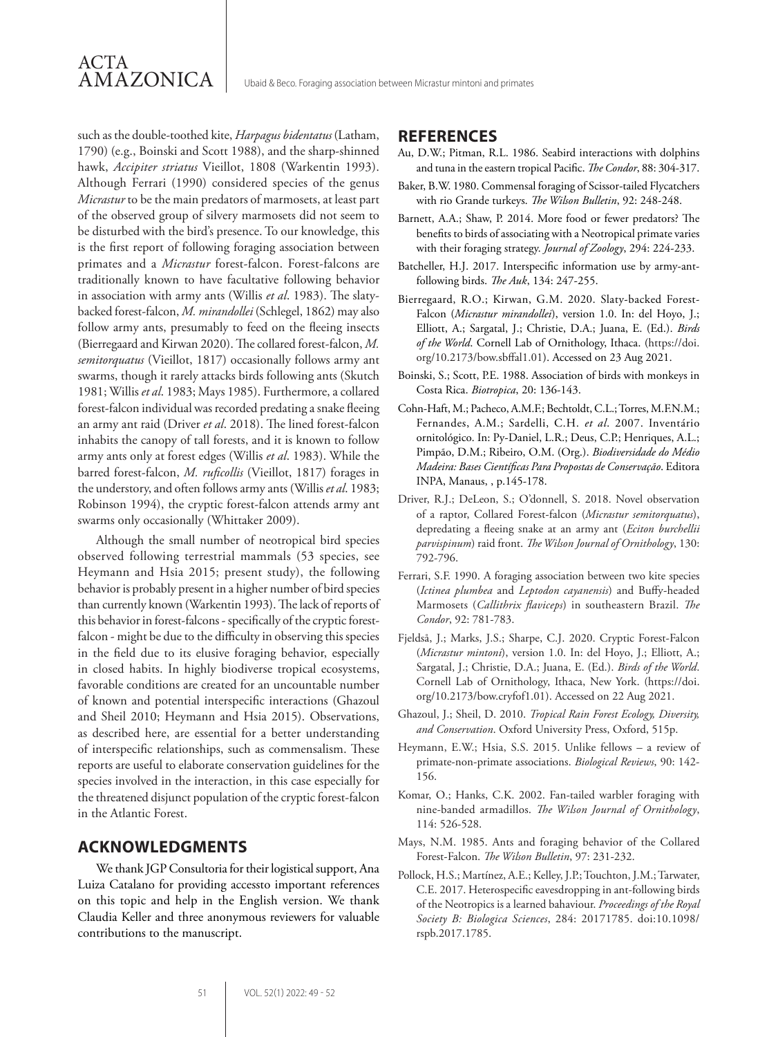such as the double-toothed kite, *Harpagus bidentatus* (Latham, 1790) (e.g., Boinski and Scott 1988), and the sharp-shinned hawk, *Accipiter striatus* Vieillot, 1808 (Warkentin 1993). Although Ferrari (1990) considered species of the genus *Micrastur* to be the main predators of marmosets, at least part of the observed group of silvery marmosets did not seem to be disturbed with the bird's presence. To our knowledge, this is the first report of following foraging association between primates and a *Micrastur* forest-falcon. Forest-falcons are traditionally known to have facultative following behavior in association with army ants (Willis *et al*. 1983). The slaty-backed forest-falcon, *M. mirandollei* (Schlegel, 1862) may also follow army ants, presumably to feed on the fleeing insects (Bierregaard and Kirwan 2020). The collared forest-falcon, *M. semitorquatus* (Vieillot, 1817) occasionally follows army ant swarms, though it rarely attacks birds following ants (Skutch 1981; Willis *et al*. 1983; Mays 1985). Furthermore, a collared forest-falcon individual was recorded predating a snake fleeing an army ant raid (Driver *et al*. 2018). The lined forest-falcon inhabits the canopy of tall forests, and it is known to follow army ants only at forest edges (Willis *et al*. 1983). While the barred forest-falcon, *M. ruficollis* (Vieillot, 1817) forages in the understory, and often follows army ants (Willis *et al*. 1983; Robinson 1994), the cryptic forest-falcon attends army ant swarms only occasionally (Whittaker 2009).

Although the small number of neotropical bird species observed following terrestrial mammals (53 species, see Heymann and Hsia 2015; present study), the following behavior is probably present in a higher number of bird species than currently known (Warkentin 1993). The lack of reports of this behavior in forest-falcons - specifically of the cryptic forest-falcon - might be due to the difficulty in observing this species in the field due to its elusive foraging behavior, especially in closed habits. In highly biodiverse tropical ecosystems, favorable conditions are created for an uncountable number of known and potential interspecific interactions (Ghazoul and Sheil 2010; Heymann and Hsia 2015). Observations, as described here, are essential for a better understanding of interspecific relationships, such as commensalism. These reports are useful to elaborate conservation guidelines for the species involved in the interaction, in this case especially for the threatened disjunct population of the cryptic forest-falcon in the Atlantic Forest.

## ACKNOWLEDGMENTS

We thank JGP Consultoria for their logistical support, Ana Luiza Catalano for providing accessto important references on this topic and help in the English version. We thank Claudia Keller and three anonymous reviewers for valuable contributions to the manuscript.

## REFERENCES

Au, D.W.; Pitman, R.L. 1986. Seabird interactions with dolphins and tuna in the eastern tropical Pacific. *The Condor*, 88: 304-317.

Baker, B.W. 1980. Commensal foraging of Scissor-tailed Flycatchers with rio Grande turkeys. *The Wilson Bulletin*, 92: 248-248.

Barnett, A.A.; Shaw, P. 2014. More food or fewer predators? The benefits to birds of associating with a Neotropical primate varies with their foraging strategy. *Journal of Zoology*, 294: 224-233.

Batcheller, H.J. 2017. Interspecific information use by army-ant-following birds. *The Auk*, 134: 247-255.

Bierregaard, R.O.; Kirwan, G.M. 2020. Slaty-backed Forest-Falcon (*Micrastur mirandollei*), version 1.0. In: del Hoyo, J.; Elliott, A.; Sargatal, J.; Christie, D.A.; Juana, E. (Ed.). *Birds of the World*. Cornell Lab of Ornithology, Ithaca. (https://doi.org/10.2173/bow.sbffal1.01). Accessed on 23 Aug 2021.

Boinski, S.; Scott, P.E. 1988. Association of birds with monkeys in Costa Rica. *Biotropica*, 20: 136-143.

Cohn-Haft, M.; Pacheco, A.M.F.; Bechtoldt, C.L.; Torres, M.F.N.M.; Fernandes, A.M.; Sardelli, C.H. *et al*. 2007. Inventário ornitológico. In: Py-Daniel, L.R.; Deus, C.P.; Henriques, A.L.; Pimpão, D.M.; Ribeiro, O.M. (Org.). *Biodiversidade do Médio Madeira: Bases Científicas Para Propostas de Conservação*. Editora INPA, Manaus, , p.145-178.

Driver, R.J.; DeLeon, S.; O'donnell, S. 2018. Novel observation of a raptor, Collared Forest-falcon (*Micrastur semitorquatus*), depredating a fleeing snake at an army ant (*Eciton burchellii parvispinum*) raid front. *The Wilson Journal of Ornithology*, 130: 792-796.

Ferrari, S.F. 1990. A foraging association between two kite species (*Ictinea plumbea* and *Leptodon cayanensis*) and Buffy-headed Marmosets (*Callithrix flaviceps*) in southeastern Brazil. *The Condor*, 92: 781-783.

Fjeldså, J.; Marks, J.S.; Sharpe, C.J. 2020. Cryptic Forest-Falcon (*Micrastur mintoni*), version 1.0. In: del Hoyo, J.; Elliott, A.; Sargatal, J.; Christie, D.A.; Juana, E. (Ed.). *Birds of the World*. Cornell Lab of Ornithology, Ithaca, New York. (https://doi.org/10.2173/bow.cryfof1.01). Accessed on 22 Aug 2021.

Ghazoul, J.; Sheil, D. 2010. *Tropical Rain Forest Ecology, Diversity, and Conservation*. Oxford University Press, Oxford, 515p.

Heymann, E.W.; Hsia, S.S. 2015. Unlike fellows – a review of primate-non-primate associations. *Biological Reviews*, 90: 142-156.

Komar, O.; Hanks, C.K. 2002. Fan-tailed warbler foraging with nine-banded armadillos. *The Wilson Journal of Ornithology*, 114: 526-528.

Mays, N.M. 1985. Ants and foraging behavior of the Collared Forest-Falcon. *The Wilson Bulletin*, 97: 231-232.

Pollock, H.S.; Martínez, A.E.; Kelley, J.P.; Touchton, J.M.; Tarwater, C.E. 2017. Heterospecific eavesdropping in ant-following birds of the Neotropics is a learned bahaviour. *Proceedings of the Royal Society B: Biologica Sciences*, 284: 20171785. doi:10.1098/rspb.2017.1785.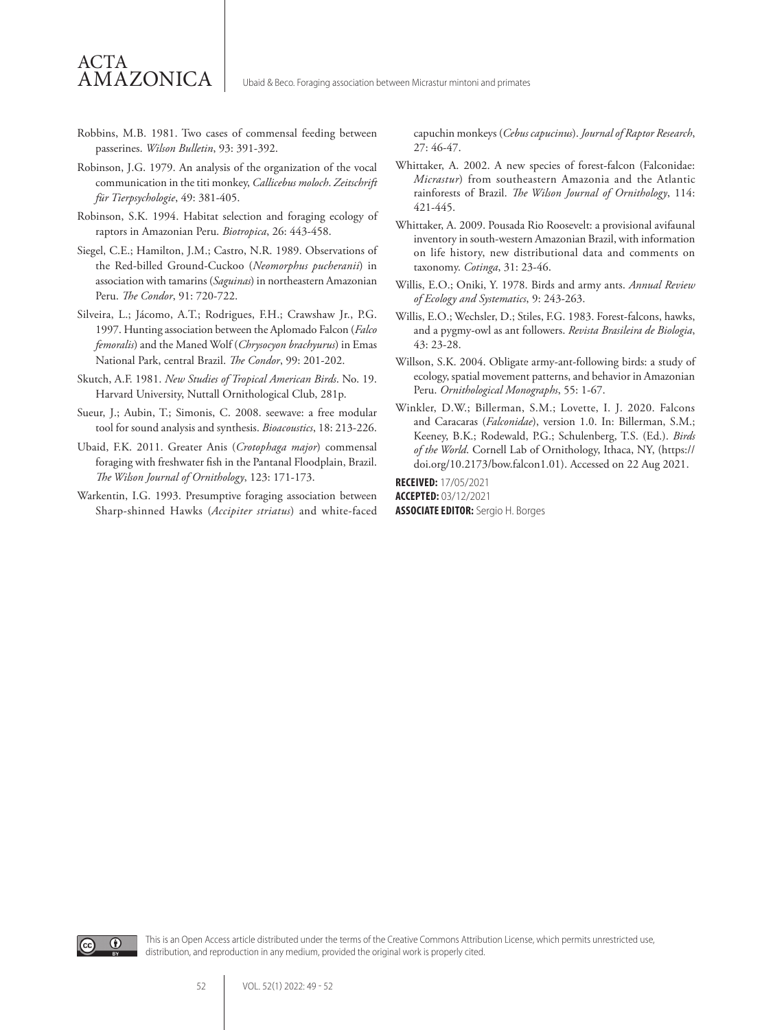Robbins, M.B. 1981. Two cases of commensal feeding between passerines. *Wilson Bulletin*, 93: 391-392.

Robinson, J.G. 1979. An analysis of the organization of the vocal communication in the titi monkey, *Callicebus moloch*. *Zeitschrift für Tierpsychologie*, 49: 381-405.

Robinson, S.K. 1994. Habitat selection and foraging ecology of raptors in Amazonian Peru. *Biotropica*, 26: 443-458.

Siegel, C.E.; Hamilton, J.M.; Castro, N.R. 1989. Observations of the Red-billed Ground-Cuckoo (*Neomorphus pucheranii*) in association with tamarins (*Saguinas*) in northeastern Amazonian Peru. *The Condor*, 91: 720-722.

Silveira, L.; Jácomo, A.T.; Rodrigues, F.H.; Crawshaw Jr., P.G. 1997. Hunting association between the Aplomado Falcon (*Falco femoralis*) and the Maned Wolf (*Chrysocyon brachyurus*) in Emas National Park, central Brazil. *The Condor*, 99: 201-202.

Skutch, A.F. 1981. *New Studies of Tropical American Birds*. No. 19. Harvard University, Nuttall Ornithological Club, 281p.

Sueur, J.; Aubin, T.; Simonis, C. 2008. seewave: a free modular tool for sound analysis and synthesis. *Bioacoustics*, 18: 213-226.

Ubaid, F.K. 2011. Greater Anis (*Crotophaga major*) commensal foraging with freshwater fish in the Pantanal Floodplain, Brazil. *The Wilson Journal of Ornithology*, 123: 171-173.

Warkentin, I.G. 1993. Presumptive foraging association between Sharp-shinned Hawks (*Accipiter striatus*) and white-faced capuchin monkeys (*Cebus capucinus*). *Journal of Raptor Research*, 27: 46-47.

Whittaker, A. 2002. A new species of forest-falcon (Falconidae: *Micrastur*) from southeastern Amazonia and the Atlantic rainforests of Brazil. *The Wilson Journal of Ornithology*, 114: 421-445.

Whittaker, A. 2009. Pousada Rio Roosevelt: a provisional avifaunal inventory in south-western Amazonian Brazil, with information on life history, new distributional data and comments on taxonomy. *Cotinga*, 31: 23-46.

Willis, E.O.; Oniki, Y. 1978. Birds and army ants. *Annual Review of Ecology and Systematics*, 9: 243-263.

Willis, E.O.; Wechsler, D.; Stiles, F.G. 1983. Forest-falcons, hawks, and a pygmy-owl as ant followers. *Revista Brasileira de Biologia*, 43: 23-28.

Willson, S.K. 2004. Obligate army-ant-following birds: a study of ecology, spatial movement patterns, and behavior in Amazonian Peru. *Ornithological Monographs*, 55: 1-67.

Winkler, D.W.; Billerman, S.M.; Lovette, I. J. 2020. Falcons and Caracaras (*Falconidae*), version 1.0. In: Billerman, S.M.; Keeney, B.K.; Rodewald, P.G.; Schulenberg, T.S. (Ed.). *Birds of the World*. Cornell Lab of Ornithology, Ithaca, NY, (https://doi.org/10.2173/bow.falcon1.01). Accessed on 22 Aug 2021.

**RECEIVED:** 17/05/2021
**ACCEPTED:** 03/12/2021
**ASSOCIATE EDITOR:** Sergio H. Borges

This is an Open Access article distributed under the terms of the Creative Commons Attribution License, which permits unrestricted use, distribution, and reproduction in any medium, provided the original work is properly cited.